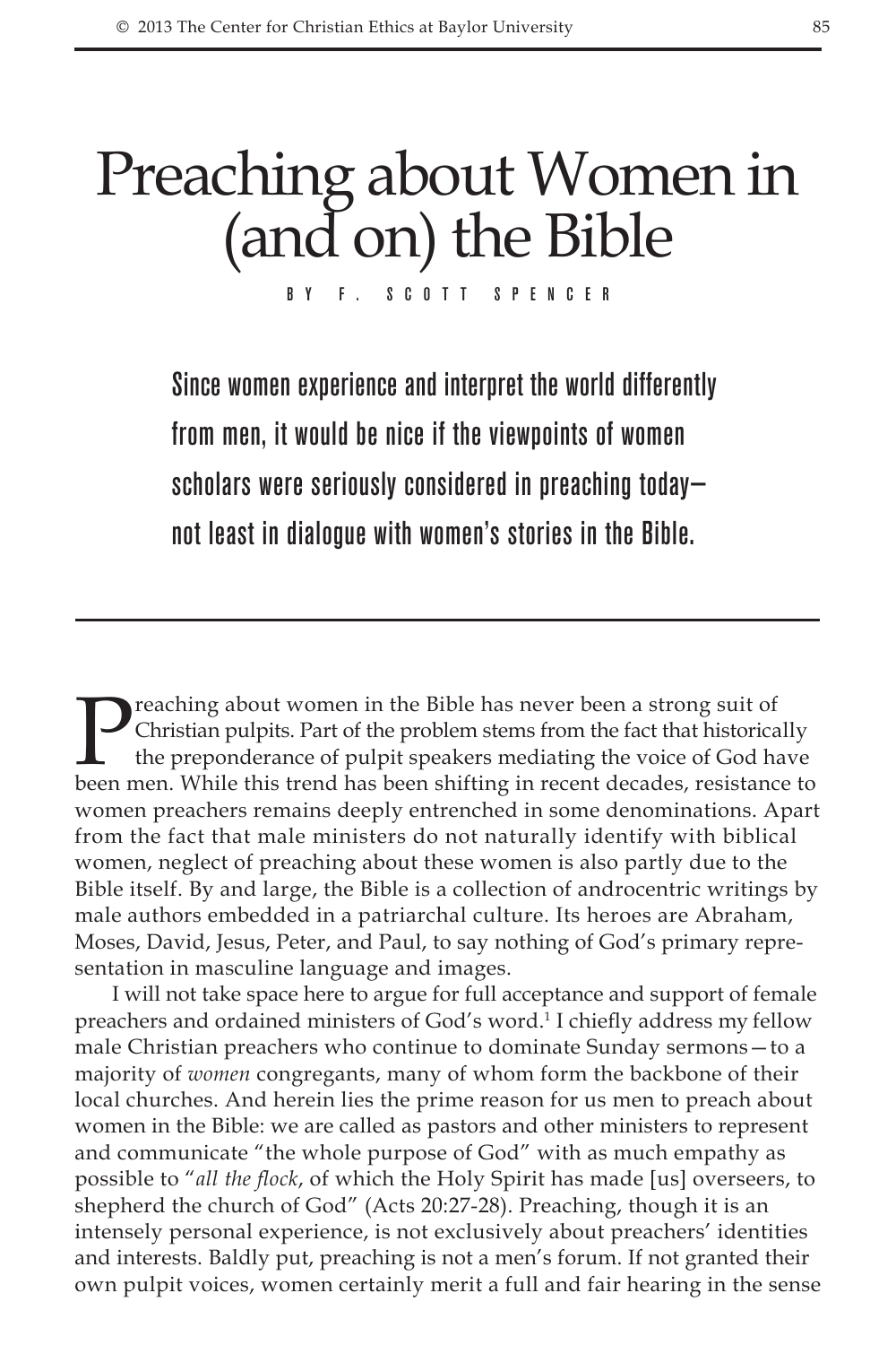# Preaching about Women in (and on) the Bible

BY F. SCOTT SPENCER

**Since women experience and interpret the world differently from men, it would be nice if the viewpoints of women scholars were seriously considered in preaching today—not least in dialogue with women's stories in the Bible.**

---

Preaching about women in the Bible has never been a strong suit of Christian pulpits. Part of the problem stems from the fact that historically the preponderance of pulpit speakers mediating the voice of God have been men. While this trend has been shifting in recent decades, resistance to women preachers remains deeply entrenched in some denominations. Apart from the fact that male ministers do not naturally identify with biblical women, neglect of preaching about these women is also partly due to the Bible itself. By and large, the Bible is a collection of androcentric writings by male authors embedded in a patriarchal culture. Its heroes are Abraham, Moses, David, Jesus, Peter, and Paul, to say nothing of God's primary representation in masculine language and images.

I will not take space here to argue for full acceptance and support of female preachers and ordained ministers of God's word.[1] I chiefly address my fellow male Christian preachers who continue to dominate Sunday sermons—to a majority of *women* congregants, many of whom form the backbone of their local churches. And herein lies the prime reason for us men to preach about women in the Bible: we are called as pastors and other ministers to represent and communicate "the whole purpose of God" with as much empathy as possible to "*all the flock*, of which the Holy Spirit has made [us] overseers, to shepherd the church of God" (Acts 20:27-28). Preaching, though it is an intensely personal experience, is not exclusively about preachers' identities and interests. Baldly put, preaching is not a men's forum. If not granted their own pulpit voices, women certainly merit a full and fair hearing in the sense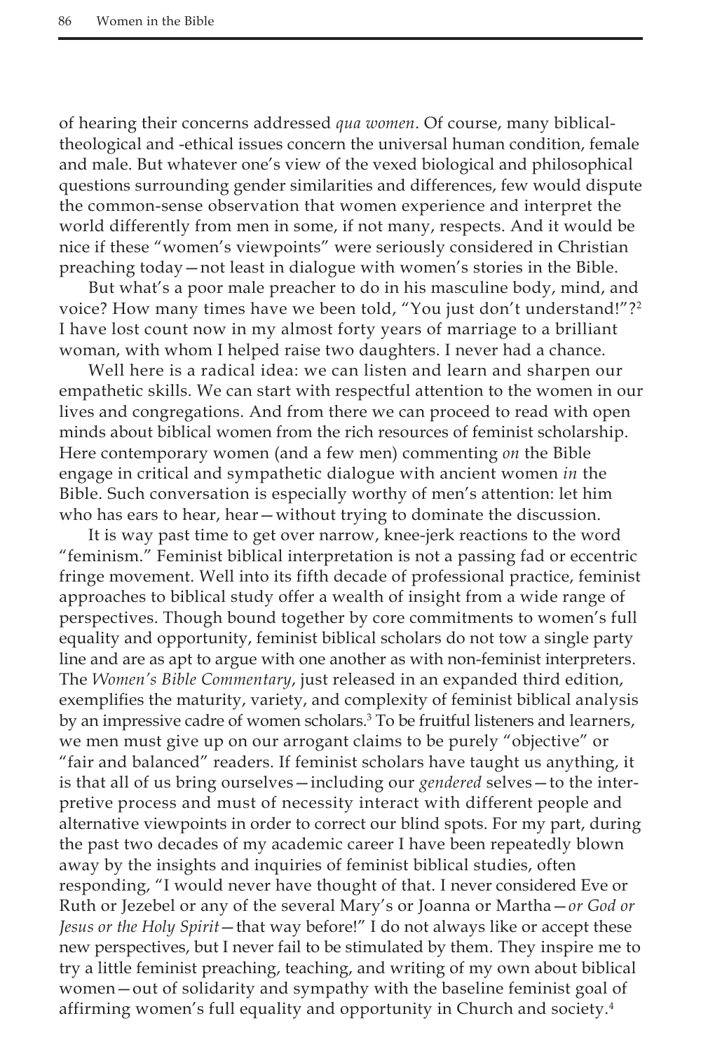of hearing their concerns addressed *qua women*. Of course, many biblical-theological and -ethical issues concern the universal human condition, female and male. But whatever one's view of the vexed biological and philosophical questions surrounding gender similarities and differences, few would dispute the common-sense observation that women experience and interpret the world differently from men in some, if not many, respects. And it would be nice if these "women's viewpoints" were seriously considered in Christian preaching today—not least in dialogue with women's stories in the Bible.

But what's a poor male preacher to do in his masculine body, mind, and voice? How many times have we been told, "You just don't understand!"?[2] I have lost count now in my almost forty years of marriage to a brilliant woman, with whom I helped raise two daughters. I never had a chance.

Well here is a radical idea: we can listen and learn and sharpen our empathetic skills. We can start with respectful attention to the women in our lives and congregations. And from there we can proceed to read with open minds about biblical women from the rich resources of feminist scholarship. Here contemporary women (and a few men) commenting *on* the Bible engage in critical and sympathetic dialogue with ancient women *in* the Bible. Such conversation is especially worthy of men's attention: let him who has ears to hear, hear—without trying to dominate the discussion.

It is way past time to get over narrow, knee-jerk reactions to the word "feminism." Feminist biblical interpretation is not a passing fad or eccentric fringe movement. Well into its fifth decade of professional practice, feminist approaches to biblical study offer a wealth of insight from a wide range of perspectives. Though bound together by core commitments to women's full equality and opportunity, feminist biblical scholars do not tow a single party line and are as apt to argue with one another as with non-feminist interpreters. The *Women's Bible Commentary*, just released in an expanded third edition, exemplifies the maturity, variety, and complexity of feminist biblical analysis by an impressive cadre of women scholars.[3] To be fruitful listeners and learners, we men must give up on our arrogant claims to be purely "objective" or "fair and balanced" readers. If feminist scholars have taught us anything, it is that all of us bring ourselves—including our *gendered* selves—to the interpretive process and must of necessity interact with different people and alternative viewpoints in order to correct our blind spots. For my part, during the past two decades of my academic career I have been repeatedly blown away by the insights and inquiries of feminist biblical studies, often responding, "I would never have thought of that. I never considered Eve or Ruth or Jezebel or any of the several Mary's or Joanna or Martha—*or God or Jesus or the Holy Spirit*—that way before!" I do not always like or accept these new perspectives, but I never fail to be stimulated by them. They inspire me to try a little feminist preaching, teaching, and writing of my own about biblical women—out of solidarity and sympathy with the baseline feminist goal of affirming women's full equality and opportunity in Church and society.[4]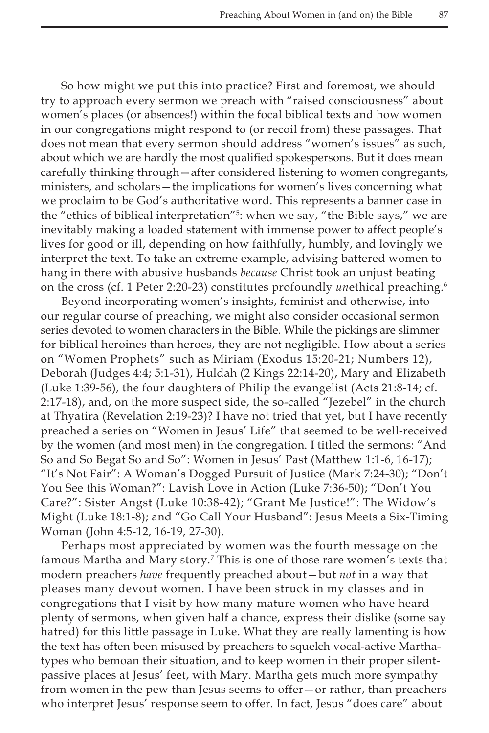So how might we put this into practice? First and foremost, we should try to approach every sermon we preach with "raised consciousness" about women's places (or absences!) within the focal biblical texts and how women in our congregations might respond to (or recoil from) these passages. That does not mean that every sermon should address "women's issues" as such, about which we are hardly the most qualified spokespersons. But it does mean carefully thinking through—after considered listening to women congregants, ministers, and scholars—the implications for women's lives concerning what we proclaim to be God's authoritative word. This represents a banner case in the "ethics of biblical interpretation"[5]: when we say, "the Bible says," we are inevitably making a loaded statement with immense power to affect people's lives for good or ill, depending on how faithfully, humbly, and lovingly we interpret the text. To take an extreme example, advising battered women to hang in there with abusive husbands *because* Christ took an unjust beating on the cross (cf. 1 Peter 2:20-23) constitutes profoundly *un*ethical preaching.[6]

Beyond incorporating women's insights, feminist and otherwise, into our regular course of preaching, we might also consider occasional sermon series devoted to women characters in the Bible. While the pickings are slimmer for biblical heroines than heroes, they are not negligible. How about a series on "Women Prophets" such as Miriam (Exodus 15:20-21; Numbers 12), Deborah (Judges 4:4; 5:1-31), Huldah (2 Kings 22:14-20), Mary and Elizabeth (Luke 1:39-56), the four daughters of Philip the evangelist (Acts 21:8-14; cf. 2:17-18), and, on the more suspect side, the so-called "Jezebel" in the church at Thyatira (Revelation 2:19-23)? I have not tried that yet, but I have recently preached a series on "Women in Jesus' Life" that seemed to be well-received by the women (and most men) in the congregation. I titled the sermons: "And So and So Begat So and So": Women in Jesus' Past (Matthew 1:1-6, 16-17); "It's Not Fair": A Woman's Dogged Pursuit of Justice (Mark 7:24-30); "Don't You See this Woman?": Lavish Love in Action (Luke 7:36-50); "Don't You Care?": Sister Angst (Luke 10:38-42); "Grant Me Justice!": The Widow's Might (Luke 18:1-8); and "Go Call Your Husband": Jesus Meets a Six-Timing Woman (John 4:5-12, 16-19, 27-30).

Perhaps most appreciated by women was the fourth message on the famous Martha and Mary story.[7] This is one of those rare women's texts that modern preachers *have* frequently preached about—but *not* in a way that pleases many devout women. I have been struck in my classes and in congregations that I visit by how many mature women who have heard plenty of sermons, when given half a chance, express their dislike (some say hatred) for this little passage in Luke. What they are really lamenting is how the text has often been misused by preachers to squelch vocal-active Martha-types who bemoan their situation, and to keep women in their proper silent-passive places at Jesus' feet, with Mary. Martha gets much more sympathy from women in the pew than Jesus seems to offer—or rather, than preachers who interpret Jesus' response seem to offer. In fact, Jesus "does care" about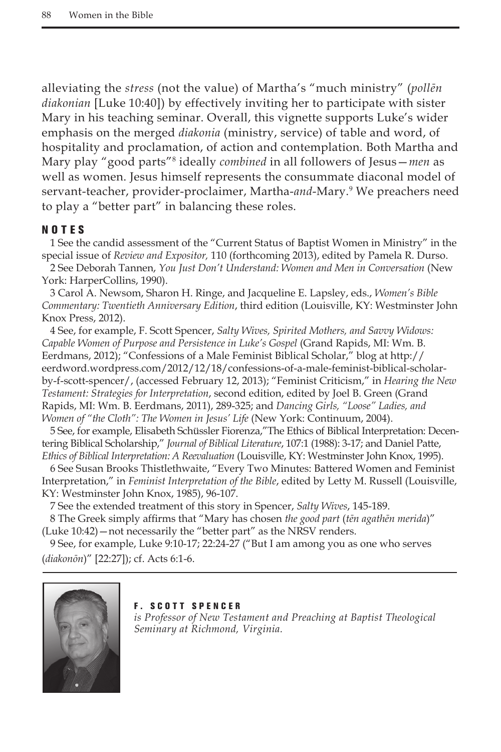alleviating the *stress* (not the value) of Martha's "much ministry" (*pollēn diakonian* [Luke 10:40]) by effectively inviting her to participate with sister Mary in his teaching seminar. Overall, this vignette supports Luke's wider emphasis on the merged *diakonia* (ministry, service) of table and word, of hospitality and proclamation, of action and contemplation. Both Martha and Mary play "good parts"[8] ideally *combined* in all followers of Jesus—*men* as well as women. Jesus himself represents the consummate diaconal model of servant-teacher, provider-proclaimer, Martha-*and*-Mary.[9] We preachers need to play a "better part" in balancing these roles.

## NOTES

1 See the candid assessment of the "Current Status of Baptist Women in Ministry" in the special issue of *Review and Expositor,* 110 (forthcoming 2013), edited by Pamela R. Durso.

2 See Deborah Tannen, *You Just Don't Understand: Women and Men in Conversation* (New York: HarperCollins, 1990).

3 Carol A. Newsom, Sharon H. Ringe, and Jacqueline E. Lapsley, eds., *Women's Bible Commentary: Twentieth Anniversary Edition*, third edition (Louisville, KY: Westminster John Knox Press, 2012).

4 See, for example, F. Scott Spencer, *Salty Wives, Spirited Mothers, and Savvy Widows: Capable Women of Purpose and Persistence in Luke's Gospel* (Grand Rapids, MI: Wm. B. Eerdmans, 2012); "Confessions of a Male Feminist Biblical Scholar," blog at http://eerdword.wordpress.com/2012/12/18/confessions-of-a-male-feminist-biblical-scholar-by-f-scott-spencer/, (accessed February 12, 2013); "Feminist Criticism," in *Hearing the New Testament: Strategies for Interpretation*, second edition, edited by Joel B. Green (Grand Rapids, MI: Wm. B. Eerdmans, 2011), 289-325; and *Dancing Girls, "Loose" Ladies, and Women of "the Cloth": The Women in Jesus' Life* (New York: Continuum, 2004).

5 See, for example, Elisabeth Schüssler Fiorenza,"The Ethics of Biblical Interpretation: Decentering Biblical Scholarship," *Journal of Biblical Literature*, 107:1 (1988): 3-17; and Daniel Patte, *Ethics of Biblical Interpretation: A Reevaluation* (Louisville, KY: Westminster John Knox, 1995).

6 See Susan Brooks Thistlethwaite, "Every Two Minutes: Battered Women and Feminist Interpretation," in *Feminist Interpretation of the Bible*, edited by Letty M. Russell (Louisville, KY: Westminster John Knox, 1985), 96-107.

7 See the extended treatment of this story in Spencer, *Salty Wives*, 145-189.

8 The Greek simply affirms that "Mary has chosen *the good part* (*tēn agathēn merida*)" (Luke 10:42)—not necessarily the "better part" as the NRSV renders.

9 See, for example, Luke 9:10-17; 22:24-27 ("But I am among you as one who serves (*diakonōn*)" [22:27]); cf. Acts 6:1-6.

**F. SCOTT SPENCER**
*is Professor of New Testament and Preaching at Baptist Theological Seminary at Richmond, Virginia.*